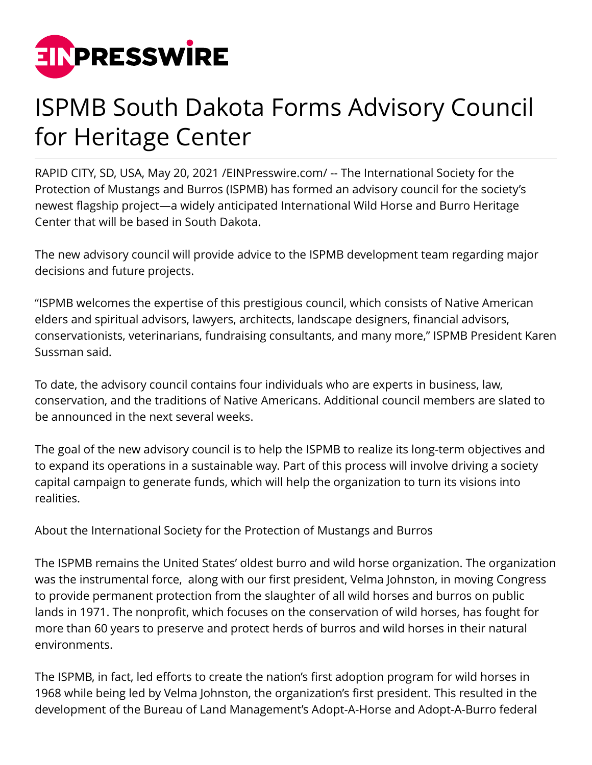# ISPMB South Dakota Forms Advisory Council for Heritage Center

RAPID CITY, SD, USA, May 20, 2021 /EINPresswire.com/ -- The International Society for the Protection of Mustangs and Burros (ISPMB) has formed an advisory council for the society's newest flagship project—a widely anticipated International Wild Horse and Burro Heritage Center that will be based in South Dakota.

The new advisory council will provide advice to the ISPMB development team regarding major decisions and future projects.

"ISPMB welcomes the expertise of this prestigious council, which consists of Native American elders and spiritual advisors, lawyers, architects, landscape designers, financial advisors, conservationists, veterinarians, fundraising consultants, and many more," ISPMB President Karen Sussman said.

To date, the advisory council contains four individuals who are experts in business, law, conservation, and the traditions of Native Americans. Additional council members are slated to be announced in the next several weeks.

The goal of the new advisory council is to help the ISPMB to realize its long-term objectives and to expand its operations in a sustainable way. Part of this process will involve driving a society capital campaign to generate funds, which will help the organization to turn its visions into realities.

About the International Society for the Protection of Mustangs and Burros

The ISPMB remains the United States' oldest burro and wild horse organization. The organization was the instrumental force, along with our first president, Velma Johnston, in moving Congress to provide permanent protection from the slaughter of all wild horses and burros on public lands in 1971. The nonprofit, which focuses on the conservation of wild horses, has fought for more than 60 years to preserve and protect herds of burros and wild horses in their natural environments.

The ISPMB, in fact, led efforts to create the nation's first adoption program for wild horses in 1968 while being led by Velma Johnston, the organization's first president. This resulted in the development of the Bureau of Land Management's Adopt-A-Horse and Adopt-A-Burro federal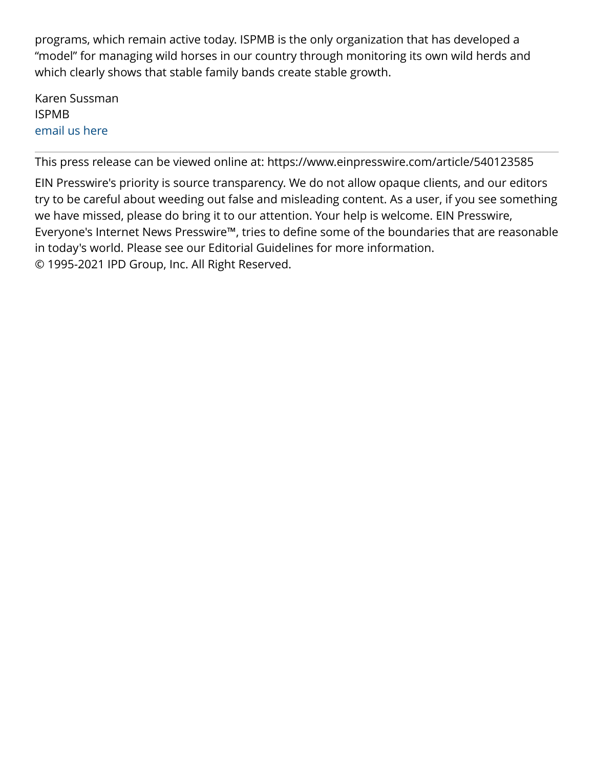programs, which remain active today. ISPMB is the only organization that has developed a "model" for managing wild horses in our country through monitoring its own wild herds and which clearly shows that stable family bands create stable growth.

Karen Sussman
ISPMB
email us here

---

This press release can be viewed online at: https://www.einpresswire.com/article/540123585

EIN Presswire's priority is source transparency. We do not allow opaque clients, and our editors try to be careful about weeding out false and misleading content. As a user, if you see something we have missed, please do bring it to our attention. Your help is welcome. EIN Presswire, Everyone's Internet News Presswire™, tries to define some of the boundaries that are reasonable in today's world. Please see our Editorial Guidelines for more information.
© 1995-2021 IPD Group, Inc. All Right Reserved.